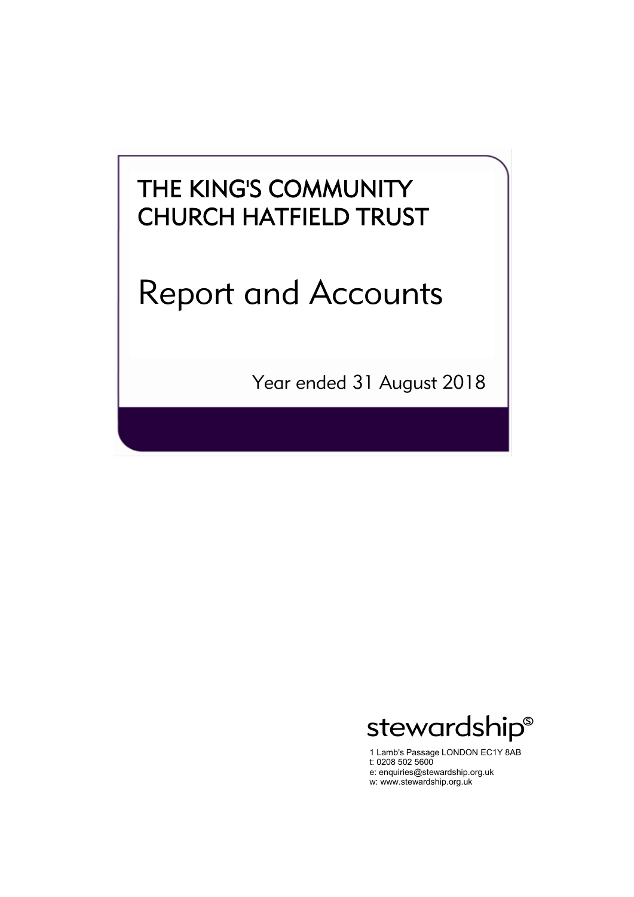# THE KING'S COMMUNITY CHURCH HATFIELD TRUST

# Report and Accounts

Year ended 31 August 2018

stewardship

1 Lamb's Passage LONDON EC1Y 8AB
t: 0208 502 5600
e: enquiries@stewardship.org.uk
w: www.stewardship.org.uk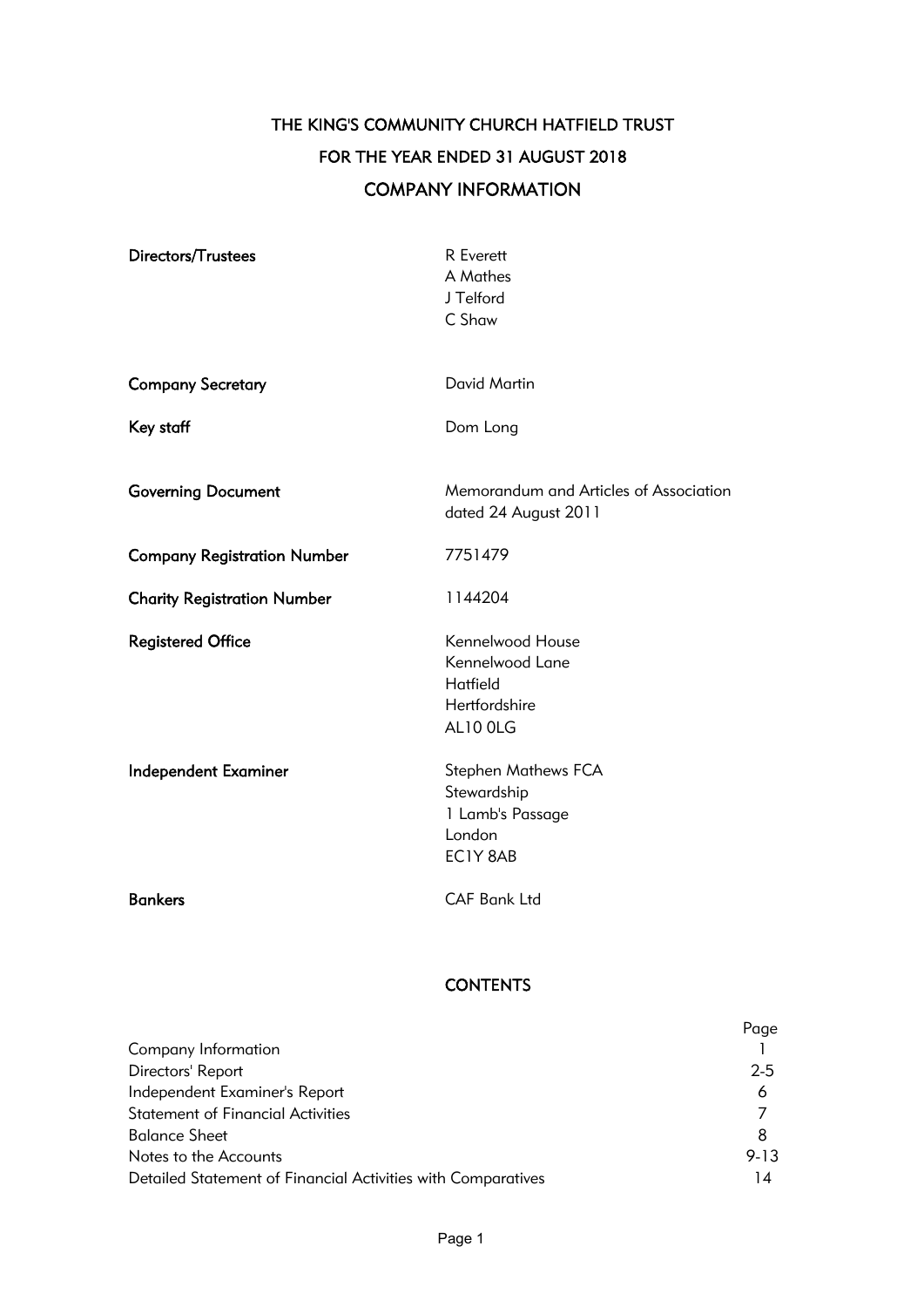# THE KING'S COMMUNITY CHURCH HATFIELD TRUST

## FOR THE YEAR ENDED 31 AUGUST 2018

## COMPANY INFORMATION

| | |
|---|---|
| **Directors/Trustees** | R Everett<br>A Mathes<br>J Telford<br>C Shaw |
| **Company Secretary** | David Martin |
| **Key staff** | Dom Long |
| **Governing Document** | Memorandum and Articles of Association dated 24 August 2011 |
| **Company Registration Number** | 7751479 |
| **Charity Registration Number** | 1144204 |
| **Registered Office** | Kennelwood House<br>Kennelwood Lane<br>Hatfield<br>Hertfordshire<br>AL10 0LG |
| **Independent Examiner** | Stephen Mathews FCA<br>Stewardship<br>1 Lamb's Passage<br>London<br>EC1Y 8AB |
| **Bankers** | CAF Bank Ltd |

## CONTENTS

| | Page |
|---|---|
| Company Information | 1 |
| Directors' Report | 2-5 |
| Independent Examiner's Report | 6 |
| Statement of Financial Activities | 7 |
| Balance Sheet | 8 |
| Notes to the Accounts | 9-13 |
| Detailed Statement of Financial Activities with Comparatives | 14 |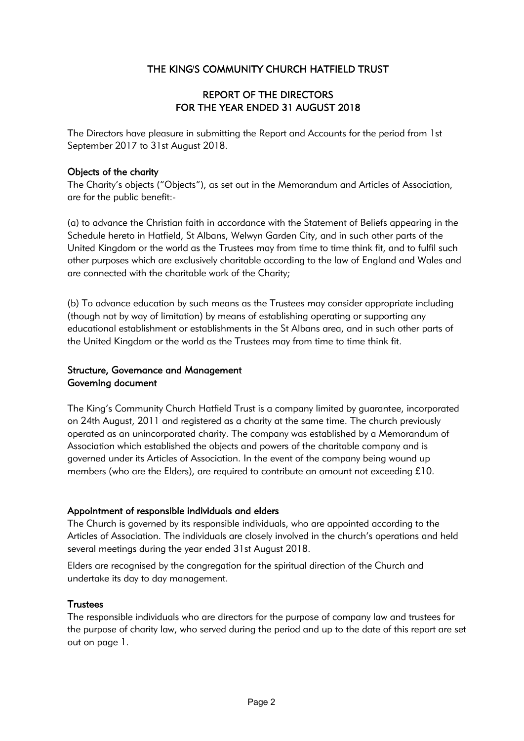# THE KING'S COMMUNITY CHURCH HATFIELD TRUST

## REPORT OF THE DIRECTORS
## FOR THE YEAR ENDED 31 AUGUST 2018

The Directors have pleasure in submitting the Report and Accounts for the period from 1st September 2017 to 31st August 2018.

### Objects of the charity

The Charity's objects ("Objects"), as set out in the Memorandum and Articles of Association, are for the public benefit:-

(a) to advance the Christian faith in accordance with the Statement of Beliefs appearing in the Schedule hereto in Hatfield, St Albans, Welwyn Garden City, and in such other parts of the United Kingdom or the world as the Trustees may from time to time think fit, and to fulfil such other purposes which are exclusively charitable according to the law of England and Wales and are connected with the charitable work of the Charity;

(b) To advance education by such means as the Trustees may consider appropriate including (though not by way of limitation) by means of establishing operating or supporting any educational establishment or establishments in the St Albans area, and in such other parts of the United Kingdom or the world as the Trustees may from time to time think fit.

### Structure, Governance and Management
### Governing document

The King's Community Church Hatfield Trust is a company limited by guarantee, incorporated on 24th August, 2011 and registered as a charity at the same time. The church previously operated as an unincorporated charity. The company was established by a Memorandum of Association which established the objects and powers of the charitable company and is governed under its Articles of Association. In the event of the company being wound up members (who are the Elders), are required to contribute an amount not exceeding £10.

### Appointment of responsible individuals and elders

The Church is governed by its responsible individuals, who are appointed according to the Articles of Association. The individuals are closely involved in the church's operations and held several meetings during the year ended 31st August 2018.

Elders are recognised by the congregation for the spiritual direction of the Church and undertake its day to day management.

### Trustees

The responsible individuals who are directors for the purpose of company law and trustees for the purpose of charity law, who served during the period and up to the date of this report are set out on page 1.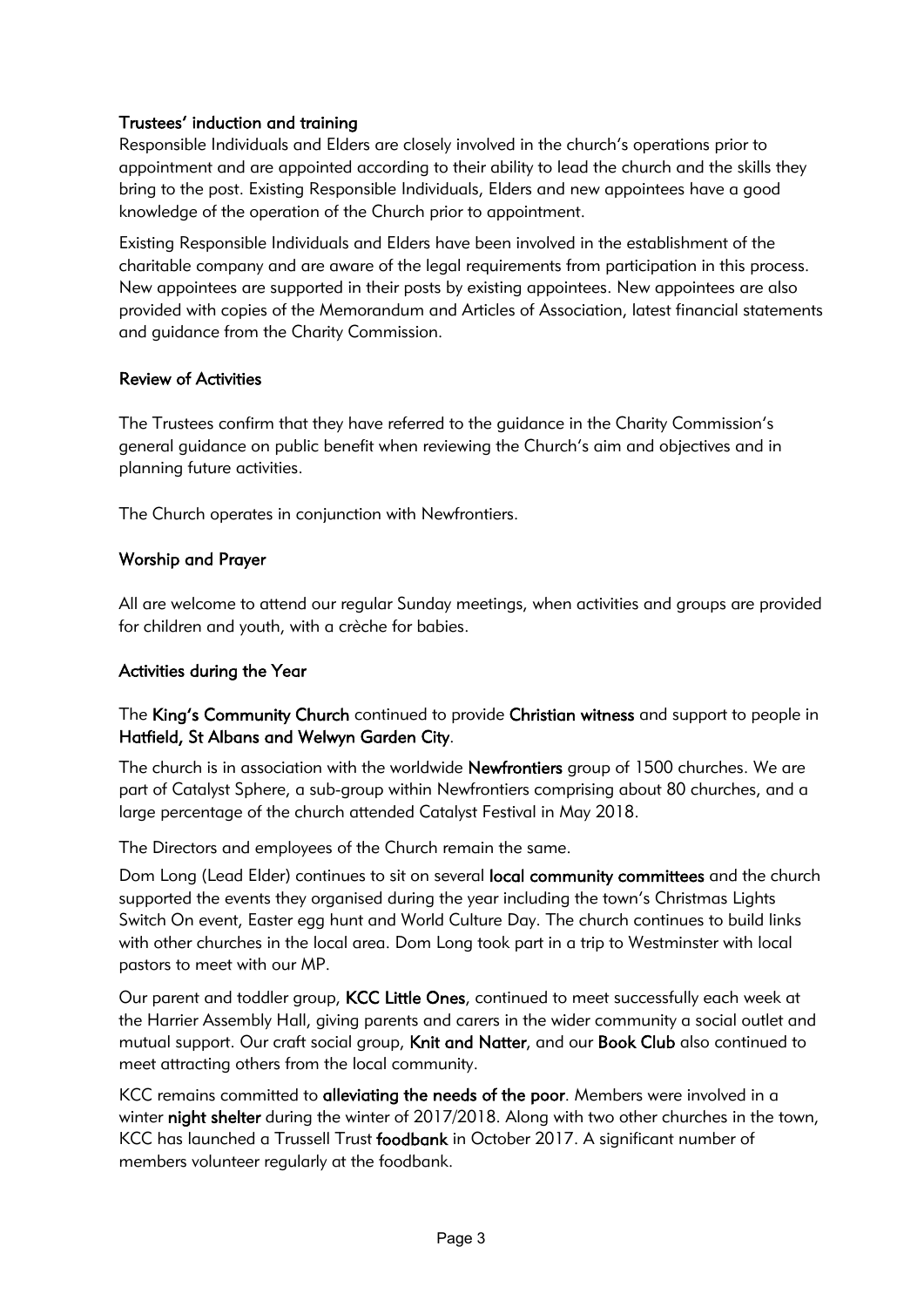### Trustees' induction and training

Responsible Individuals and Elders are closely involved in the church's operations prior to appointment and are appointed according to their ability to lead the church and the skills they bring to the post. Existing Responsible Individuals, Elders and new appointees have a good knowledge of the operation of the Church prior to appointment.

Existing Responsible Individuals and Elders have been involved in the establishment of the charitable company and are aware of the legal requirements from participation in this process. New appointees are supported in their posts by existing appointees. New appointees are also provided with copies of the Memorandum and Articles of Association, latest financial statements and guidance from the Charity Commission.

### Review of Activities

The Trustees confirm that they have referred to the guidance in the Charity Commission's general guidance on public benefit when reviewing the Church's aim and objectives and in planning future activities.

The Church operates in conjunction with Newfrontiers.

### Worship and Prayer

All are welcome to attend our regular Sunday meetings, when activities and groups are provided for children and youth, with a crèche for babies.

### Activities during the Year

The **King's Community Church** continued to provide **Christian witness** and support to people in **Hatfield, St Albans and Welwyn Garden City**.

The church is in association with the worldwide **Newfrontiers** group of 1500 churches. We are part of Catalyst Sphere, a sub-group within Newfrontiers comprising about 80 churches, and a large percentage of the church attended Catalyst Festival in May 2018.

The Directors and employees of the Church remain the same.

Dom Long (Lead Elder) continues to sit on several **local community committees** and the church supported the events they organised during the year including the town's Christmas Lights Switch On event, Easter egg hunt and World Culture Day. The church continues to build links with other churches in the local area. Dom Long took part in a trip to Westminster with local pastors to meet with our MP.

Our parent and toddler group, **KCC Little Ones**, continued to meet successfully each week at the Harrier Assembly Hall, giving parents and carers in the wider community a social outlet and mutual support. Our craft social group, **Knit and Natter**, and our **Book Club** also continued to meet attracting others from the local community.

KCC remains committed to **alleviating the needs of the poor**. Members were involved in a winter **night shelter** during the winter of 2017/2018. Along with two other churches in the town, KCC has launched a Trussell Trust **foodbank** in October 2017. A significant number of members volunteer regularly at the foodbank.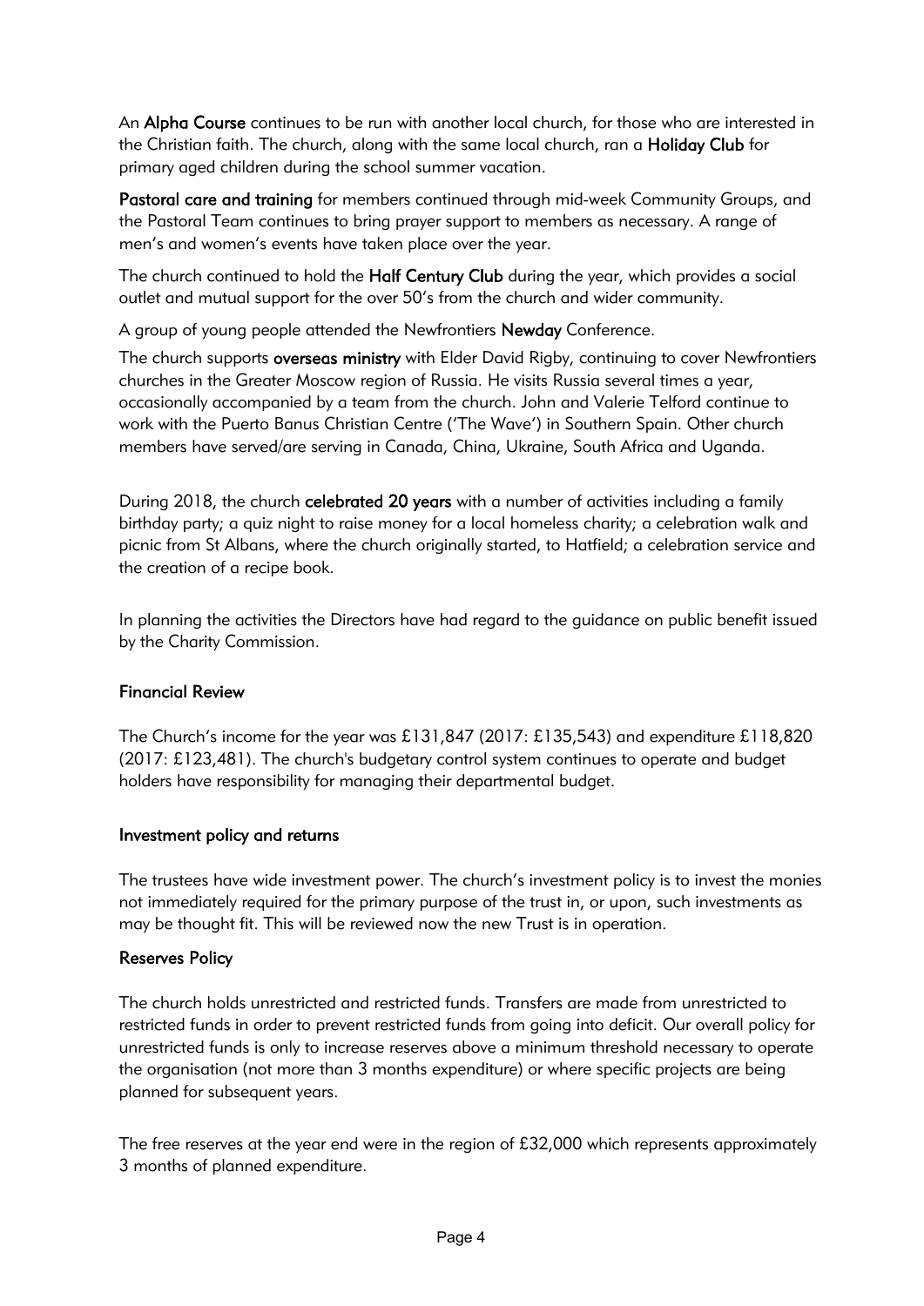An **Alpha Course** continues to be run with another local church, for those who are interested in the Christian faith. The church, along with the same local church, ran a **Holiday Club** for primary aged children during the school summer vacation.

**Pastoral care and training** for members continued through mid-week Community Groups, and the Pastoral Team continues to bring prayer support to members as necessary. A range of men's and women's events have taken place over the year.

The church continued to hold the **Half Century Club** during the year, which provides a social outlet and mutual support for the over 50's from the church and wider community.

A group of young people attended the Newfrontiers **Newday** Conference.

The church supports **overseas ministry** with Elder David Rigby, continuing to cover Newfrontiers churches in the Greater Moscow region of Russia. He visits Russia several times a year, occasionally accompanied by a team from the church. John and Valerie Telford continue to work with the Puerto Banus Christian Centre ('The Wave') in Southern Spain. Other church members have served/are serving in Canada, China, Ukraine, South Africa and Uganda.

During 2018, the church **celebrated 20 years** with a number of activities including a family birthday party; a quiz night to raise money for a local homeless charity; a celebration walk and picnic from St Albans, where the church originally started, to Hatfield; a celebration service and the creation of a recipe book.

In planning the activities the Directors have had regard to the guidance on public benefit issued by the Charity Commission.

## Financial Review

The Church's income for the year was £131,847 (2017: £135,543) and expenditure £118,820 (2017: £123,481). The church's budgetary control system continues to operate and budget holders have responsibility for managing their departmental budget.

## Investment policy and returns

The trustees have wide investment power. The church's investment policy is to invest the monies not immediately required for the primary purpose of the trust in, or upon, such investments as may be thought fit. This will be reviewed now the new Trust is in operation.

## Reserves Policy

The church holds unrestricted and restricted funds. Transfers are made from unrestricted to restricted funds in order to prevent restricted funds from going into deficit. Our overall policy for unrestricted funds is only to increase reserves above a minimum threshold necessary to operate the organisation (not more than 3 months expenditure) or where specific projects are being planned for subsequent years.

The free reserves at the year end were in the region of £32,000 which represents approximately 3 months of planned expenditure.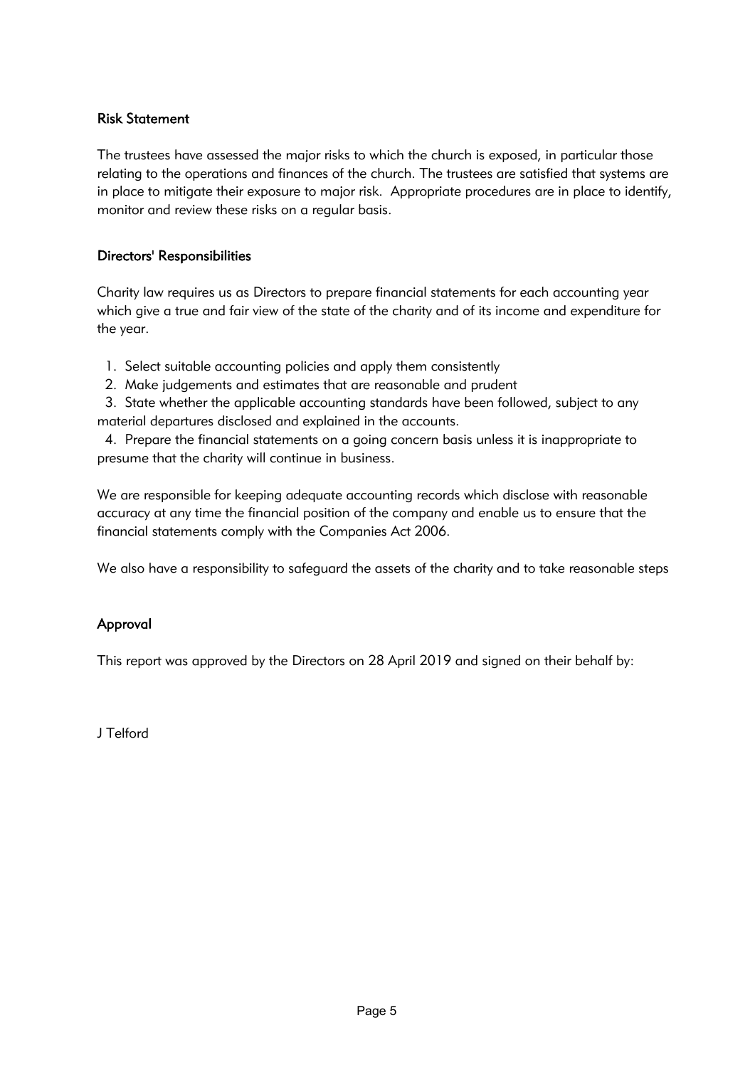## Risk Statement

The trustees have assessed the major risks to which the church is exposed, in particular those relating to the operations and finances of the church. The trustees are satisfied that systems are in place to mitigate their exposure to major risk. Appropriate procedures are in place to identify, monitor and review these risks on a regular basis.

## Directors' Responsibilities

Charity law requires us as Directors to prepare financial statements for each accounting year which give a true and fair view of the state of the charity and of its income and expenditure for the year.

1. Select suitable accounting policies and apply them consistently
2. Make judgements and estimates that are reasonable and prudent
3. State whether the applicable accounting standards have been followed, subject to any material departures disclosed and explained in the accounts.
4. Prepare the financial statements on a going concern basis unless it is inappropriate to presume that the charity will continue in business.

We are responsible for keeping adequate accounting records which disclose with reasonable accuracy at any time the financial position of the company and enable us to ensure that the financial statements comply with the Companies Act 2006.

We also have a responsibility to safeguard the assets of the charity and to take reasonable steps

## Approval

This report was approved by the Directors on 28 April 2019 and signed on their behalf by:

J Telford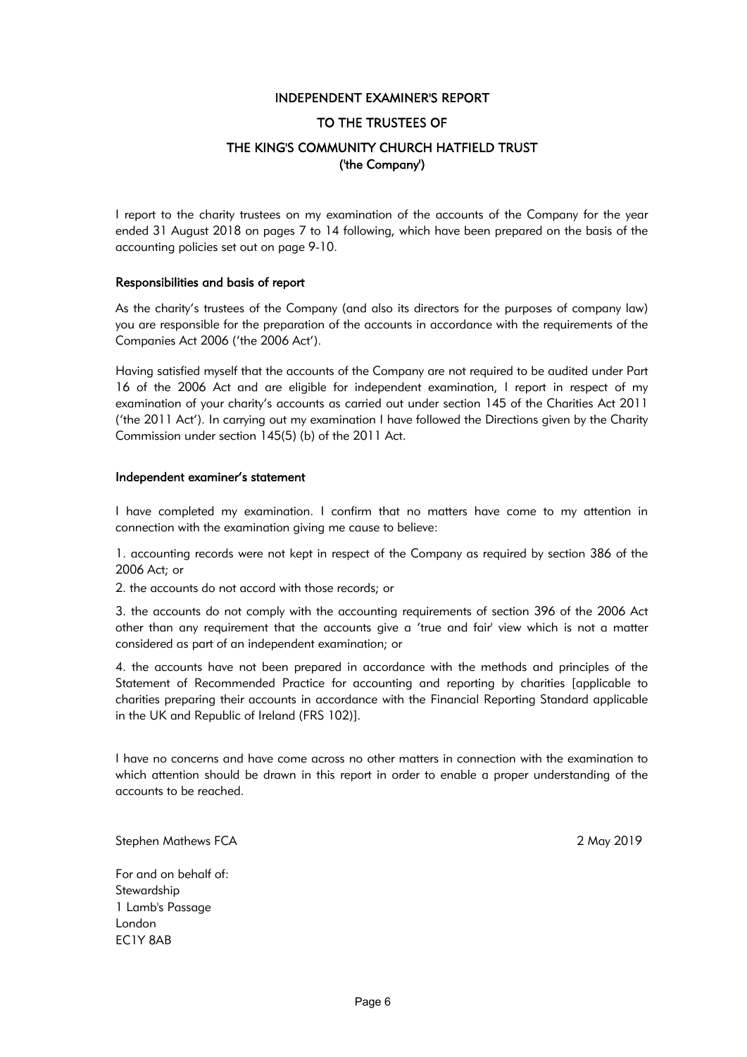# INDEPENDENT EXAMINER'S REPORT

## TO THE TRUSTEES OF

## THE KING'S COMMUNITY CHURCH HATFIELD TRUST
## ('the Company')

I report to the charity trustees on my examination of the accounts of the Company for the year ended 31 August 2018 on pages 7 to 14 following, which have been prepared on the basis of the accounting policies set out on page 9-10.

### Responsibilities and basis of report

As the charity's trustees of the Company (and also its directors for the purposes of company law) you are responsible for the preparation of the accounts in accordance with the requirements of the Companies Act 2006 ('the 2006 Act').

Having satisfied myself that the accounts of the Company are not required to be audited under Part 16 of the 2006 Act and are eligible for independent examination, I report in respect of my examination of your charity's accounts as carried out under section 145 of the Charities Act 2011 ('the 2011 Act'). In carrying out my examination I have followed the Directions given by the Charity Commission under section 145(5) (b) of the 2011 Act.

### Independent examiner's statement

I have completed my examination. I confirm that no matters have come to my attention in connection with the examination giving me cause to believe:

1. accounting records were not kept in respect of the Company as required by section 386 of the 2006 Act; or

2. the accounts do not accord with those records; or

3. the accounts do not comply with the accounting requirements of section 396 of the 2006 Act other than any requirement that the accounts give a 'true and fair' view which is not a matter considered as part of an independent examination; or

4. the accounts have not been prepared in accordance with the methods and principles of the Statement of Recommended Practice for accounting and reporting by charities [applicable to charities preparing their accounts in accordance with the Financial Reporting Standard applicable in the UK and Republic of Ireland (FRS 102)].

I have no concerns and have come across no other matters in connection with the examination to which attention should be drawn in this report in order to enable a proper understanding of the accounts to be reached.

Stephen Mathews FCA  
2 May 2019

For and on behalf of:  
Stewardship  
1 Lamb's Passage  
London  
EC1Y 8AB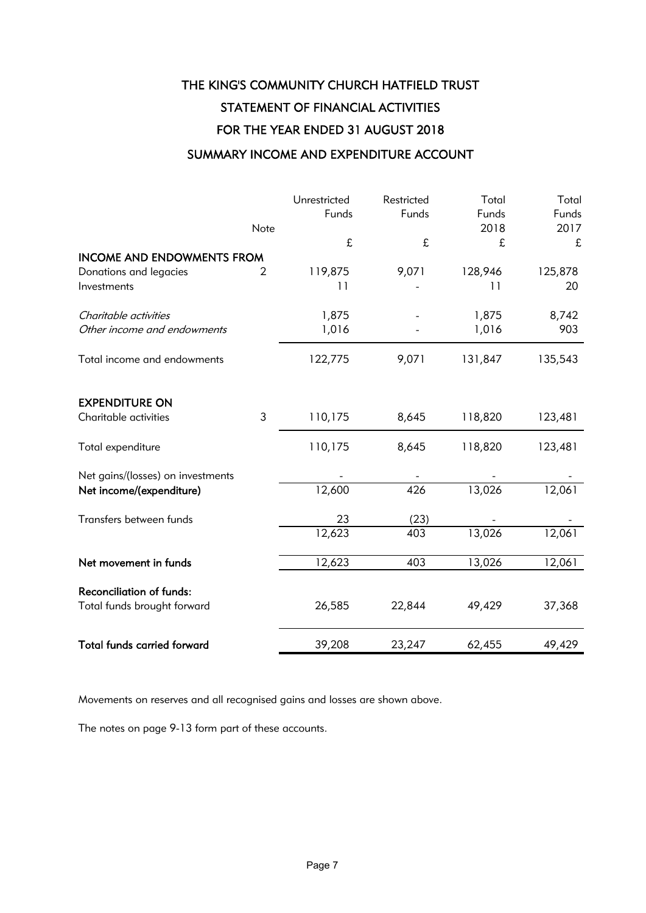# THE KING'S COMMUNITY CHURCH HATFIELD TRUST

## STATEMENT OF FINANCIAL ACTIVITIES

## FOR THE YEAR ENDED 31 AUGUST 2018

## SUMMARY INCOME AND EXPENDITURE ACCOUNT

| | Note | Unrestricted Funds | Restricted Funds | Total Funds 2018 | Total Funds 2017 |
|---|---|---|---|---|---|
| | | £ | £ | £ | £ |
| **INCOME AND ENDOWMENTS FROM** | | | | | |
| Donations and legacies | 2 | 119,875 | 9,071 | 128,946 | 125,878 |
| Investments | | 11 | - | 11 | 20 |
| *Charitable activities* | | 1,875 | - | 1,875 | 8,742 |
| *Other income and endowments* | | 1,016 | - | 1,016 | 903 |
| Total income and endowments | | 122,775 | 9,071 | 131,847 | 135,543 |
| **EXPENDITURE ON** | | | | | |
| Charitable activities | 3 | 110,175 | 8,645 | 118,820 | 123,481 |
| Total expenditure | | 110,175 | 8,645 | 118,820 | 123,481 |
| Net gains/(losses) on investments | | - | - | - | - |
| **Net income/(expenditure)** | | 12,600 | 426 | 13,026 | 12,061 |
| Transfers between funds | | 23 | (23) | - | - |
| | | 12,623 | 403 | 13,026 | 12,061 |
| **Net movement in funds** | | 12,623 | 403 | 13,026 | 12,061 |
| **Reconciliation of funds:** | | | | | |
| Total funds brought forward | | 26,585 | 22,844 | 49,429 | 37,368 |
| **Total funds carried forward** | | 39,208 | 23,247 | 62,455 | 49,429 |

Movements on reserves and all recognised gains and losses are shown above.

The notes on page 9-13 form part of these accounts.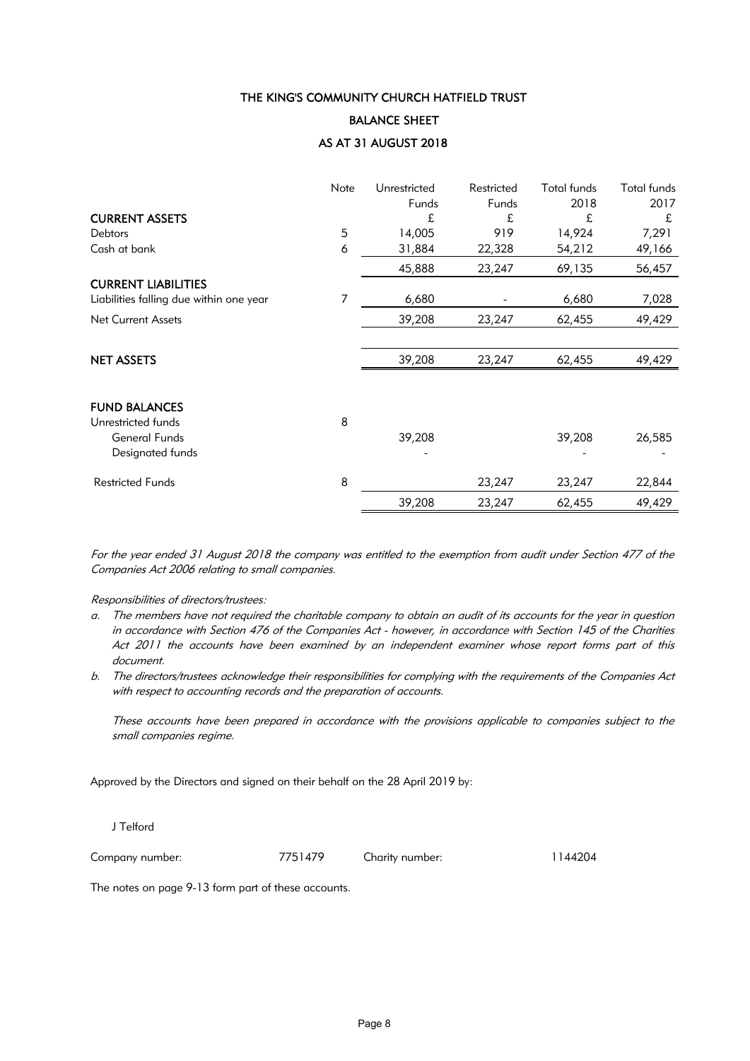# THE KING'S COMMUNITY CHURCH HATFIELD TRUST

## BALANCE SHEET

## AS AT 31 AUGUST 2018

| | Note | Unrestricted Funds | Restricted Funds | Total funds 2018 | Total funds 2017 |
|---|---|---|---|---|---|
| **CURRENT ASSETS** | | £ | £ | £ | £ |
| Debtors | 5 | 14,005 | 919 | 14,924 | 7,291 |
| Cash at bank | 6 | 31,884 | 22,328 | 54,212 | 49,166 |
| | | 45,888 | 23,247 | 69,135 | 56,457 |
| **CURRENT LIABILITIES** | | | | | |
| Liabilities falling due within one year | 7 | 6,680 | - | 6,680 | 7,028 |
| Net Current Assets | | 39,208 | 23,247 | 62,455 | 49,429 |
| **NET ASSETS** | | 39,208 | 23,247 | 62,455 | 49,429 |
| **FUND BALANCES** | | | | | |
| Unrestricted funds | 8 | | | | |
| General Funds | | 39,208 | | 39,208 | 26,585 |
| Designated funds | | - | | - | - |
| Restricted Funds | 8 | | 23,247 | 23,247 | 22,844 |
| | | 39,208 | 23,247 | 62,455 | 49,429 |

*For the year ended 31 August 2018 the company was entitled to the exemption from audit under Section 477 of the Companies Act 2006 relating to small companies.*

*Responsibilities of directors/trustees:*

a. *The members have not required the charitable company to obtain an audit of its accounts for the year in question in accordance with Section 476 of the Companies Act - however, in accordance with Section 145 of the Charities Act 2011 the accounts have been examined by an independent examiner whose report forms part of this document.*

b. *The directors/trustees acknowledge their responsibilities for complying with the requirements of the Companies Act with respect to accounting records and the preparation of accounts.*

   *These accounts have been prepared in accordance with the provisions applicable to companies subject to the small companies regime.*

Approved by the Directors and signed on their behalf on the 28 April 2019 by:

J Telford

Company number: 7751479 Charity number: 1144204

The notes on page 9-13 form part of these accounts.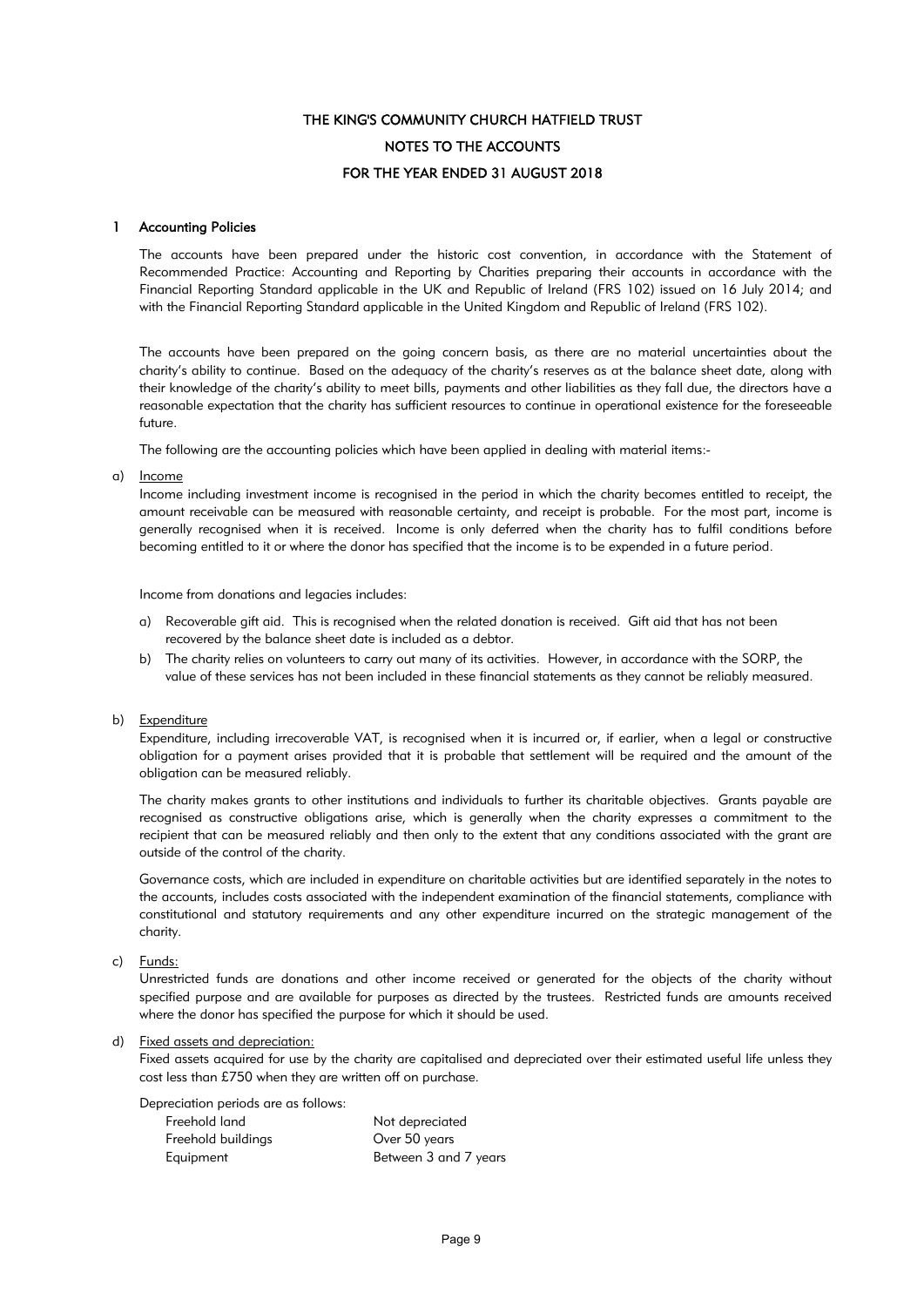# THE KING'S COMMUNITY CHURCH HATFIELD TRUST

## NOTES TO THE ACCOUNTS

## FOR THE YEAR ENDED 31 AUGUST 2018

### 1 Accounting Policies

The accounts have been prepared under the historic cost convention, in accordance with the Statement of Recommended Practice: Accounting and Reporting by Charities preparing their accounts in accordance with the Financial Reporting Standard applicable in the UK and Republic of Ireland (FRS 102) issued on 16 July 2014; and with the Financial Reporting Standard applicable in the United Kingdom and Republic of Ireland (FRS 102).

The accounts have been prepared on the going concern basis, as there are no material uncertainties about the charity's ability to continue. Based on the adequacy of the charity's reserves as at the balance sheet date, along with their knowledge of the charity's ability to meet bills, payments and other liabilities as they fall due, the directors have a reasonable expectation that the charity has sufficient resources to continue in operational existence for the foreseeable future.

The following are the accounting policies which have been applied in dealing with material items:-

a) <u>Income</u>

Income including investment income is recognised in the period in which the charity becomes entitled to receipt, the amount receivable can be measured with reasonable certainty, and receipt is probable. For the most part, income is generally recognised when it is received. Income is only deferred when the charity has to fulfil conditions before becoming entitled to it or where the donor has specified that the income is to be expended in a future period.

Income from donations and legacies includes:

a) Recoverable gift aid. This is recognised when the related donation is received. Gift aid that has not been recovered by the balance sheet date is included as a debtor.
b) The charity relies on volunteers to carry out many of its activities. However, in accordance with the SORP, the value of these services has not been included in these financial statements as they cannot be reliably measured.

b) <u>Expenditure</u>

Expenditure, including irrecoverable VAT, is recognised when it is incurred or, if earlier, when a legal or constructive obligation for a payment arises provided that it is probable that settlement will be required and the amount of the obligation can be measured reliably.

The charity makes grants to other institutions and individuals to further its charitable objectives. Grants payable are recognised as constructive obligations arise, which is generally when the charity expresses a commitment to the recipient that can be measured reliably and then only to the extent that any conditions associated with the grant are outside of the control of the charity.

Governance costs, which are included in expenditure on charitable activities but are identified separately in the notes to the accounts, includes costs associated with the independent examination of the financial statements, compliance with constitutional and statutory requirements and any other expenditure incurred on the strategic management of the charity.

c) <u>Funds:</u>

Unrestricted funds are donations and other income received or generated for the objects of the charity without specified purpose and are available for purposes as directed by the trustees. Restricted funds are amounts received where the donor has specified the purpose for which it should be used.

d) <u>Fixed assets and depreciation:</u>

Fixed assets acquired for use by the charity are capitalised and depreciated over their estimated useful life unless they cost less than £750 when they are written off on purchase.

Depreciation periods are as follows:

| | |
|---|---|
| Freehold land | Not depreciated |
| Freehold buildings | Over 50 years |
| Equipment | Between 3 and 7 years |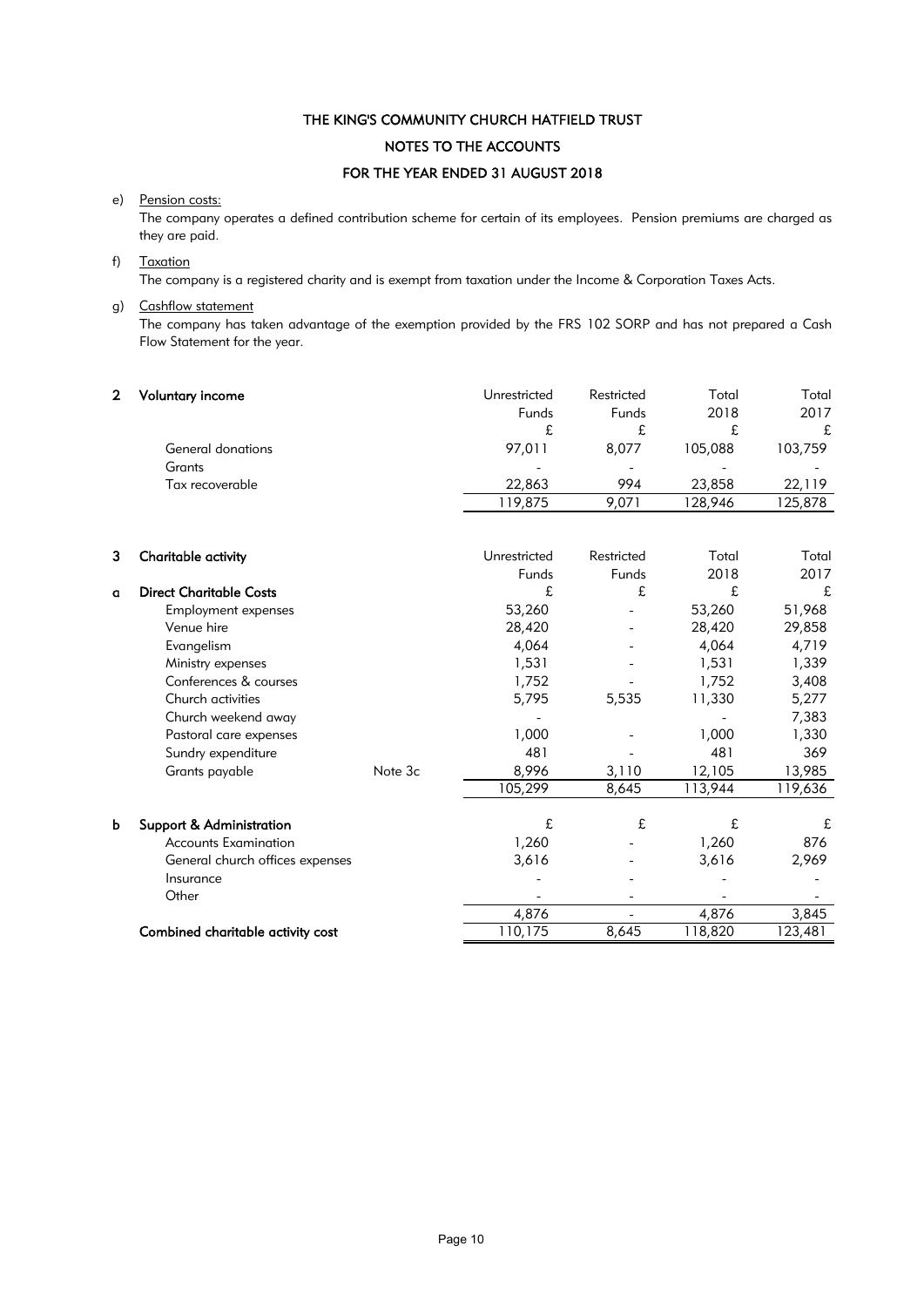# THE KING'S COMMUNITY CHURCH HATFIELD TRUST

## NOTES TO THE ACCOUNTS

## FOR THE YEAR ENDED 31 AUGUST 2018

e) Pension costs:

The company operates a defined contribution scheme for certain of its employees. Pension premiums are charged as they are paid.

f) Taxation

The company is a registered charity and is exempt from taxation under the Income & Corporation Taxes Acts.

g) Cashflow statement

The company has taken advantage of the exemption provided by the FRS 102 SORP and has not prepared a Cash Flow Statement for the year.

**2 Voluntary income**

| | Unrestricted Funds | Restricted Funds | Total 2018 | Total 2017 |
|---|---|---|---|---|
| | £ | £ | £ | £ |
| General donations | 97,011 | 8,077 | 105,088 | 103,759 |
| Grants | - | - | - | - |
| Tax recoverable | 22,863 | 994 | 23,858 | 22,119 |
| | 119,875 | 9,071 | 128,946 | 125,878 |

**3 Charitable activity**

| | | Unrestricted Funds | Restricted Funds | Total 2018 | Total 2017 |
|---|---|---|---|---|---|
| **a Direct Charitable Costs** | | £ | £ | £ | £ |
| Employment expenses | | 53,260 | - | 53,260 | 51,968 |
| Venue hire | | 28,420 | - | 28,420 | 29,858 |
| Evangelism | | 4,064 | - | 4,064 | 4,719 |
| Ministry expenses | | 1,531 | - | 1,531 | 1,339 |
| Conferences & courses | | 1,752 | - | 1,752 | 3,408 |
| Church activities | | 5,795 | 5,535 | 11,330 | 5,277 |
| Church weekend away | | - | | - | 7,383 |
| Pastoral care expenses | | 1,000 | - | 1,000 | 1,330 |
| Sundry expenditure | | 481 | - | 481 | 369 |
| Grants payable | Note 3c | 8,996 | 3,110 | 12,105 | 13,985 |
| | | 105,299 | 8,645 | 113,944 | 119,636 |
| **b Support & Administration** | | £ | £ | £ | £ |
| Accounts Examination | | 1,260 | - | 1,260 | 876 |
| General church offices expenses | | 3,616 | - | 3,616 | 2,969 |
| Insurance | | - | - | - | - |
| Other | | - | - | - | - |
| | | 4,876 | - | 4,876 | 3,845 |
| **Combined charitable activity cost** | | 110,175 | 8,645 | 118,820 | 123,481 |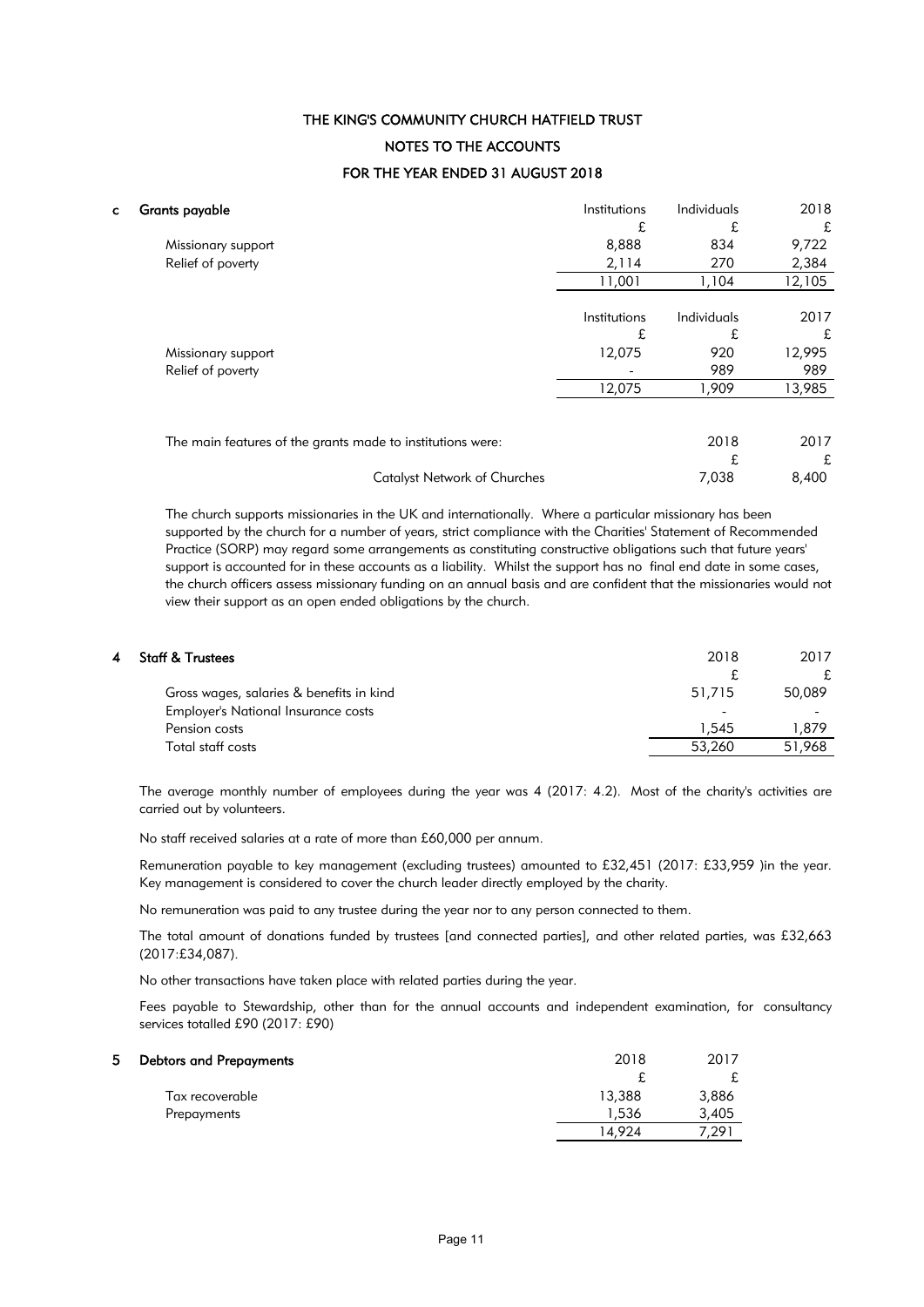# THE KING'S COMMUNITY CHURCH HATFIELD TRUST

## NOTES TO THE ACCOUNTS

## FOR THE YEAR ENDED 31 AUGUST 2018

### c Grants payable

| | Institutions | Individuals | 2018 |
|---|---|---|---|
| | £ | £ | £ |
| Missionary support | 8,888 | 834 | 9,722 |
| Relief of poverty | 2,114 | 270 | 2,384 |
| | 11,001 | 1,104 | 12,105 |

| | Institutions | Individuals | 2017 |
|---|---|---|---|
| | £ | £ | £ |
| Missionary support | 12,075 | 920 | 12,995 |
| Relief of poverty | - | 989 | 989 |
| | 12,075 | 1,909 | 13,985 |

| The main features of the grants made to institutions were: | 2018 | 2017 |
|---|---|---|
| | £ | £ |
| Catalyst Network of Churches | 7,038 | 8,400 |

The church supports missionaries in the UK and internationally. Where a particular missionary has been supported by the church for a number of years, strict compliance with the Charities' Statement of Recommended Practice (SORP) may regard some arrangements as constituting constructive obligations such that future years' support is accounted for in these accounts as a liability. Whilst the support has no final end date in some cases, the church officers assess missionary funding on an annual basis and are confident that the missionaries would not view their support as an open ended obligations by the church.

### 4 Staff & Trustees

| | 2018 | 2017 |
|---|---|---|
| | £ | £ |
| Gross wages, salaries & benefits in kind | 51,715 | 50,089 |
| Employer's National Insurance costs | - | - |
| Pension costs | 1,545 | 1,879 |
| Total staff costs | 53,260 | 51,968 |

The average monthly number of employees during the year was 4 (2017: 4.2). Most of the charity's activities are carried out by volunteers.

No staff received salaries at a rate of more than £60,000 per annum.

Remuneration payable to key management (excluding trustees) amounted to £32,451 (2017: £33,959 )in the year. Key management is considered to cover the church leader directly employed by the charity.

No remuneration was paid to any trustee during the year nor to any person connected to them.

The total amount of donations funded by trustees [and connected parties], and other related parties, was £32,663 (2017:£34,087).

No other transactions have taken place with related parties during the year.

Fees payable to Stewardship, other than for the annual accounts and independent examination, for consultancy services totalled £90 (2017: £90)

### 5 Debtors and Prepayments

| | 2018 | 2017 |
|---|---|---|
| | £ | £ |
| Tax recoverable | 13,388 | 3,886 |
| Prepayments | 1,536 | 3,405 |
| | 14,924 | 7,291 |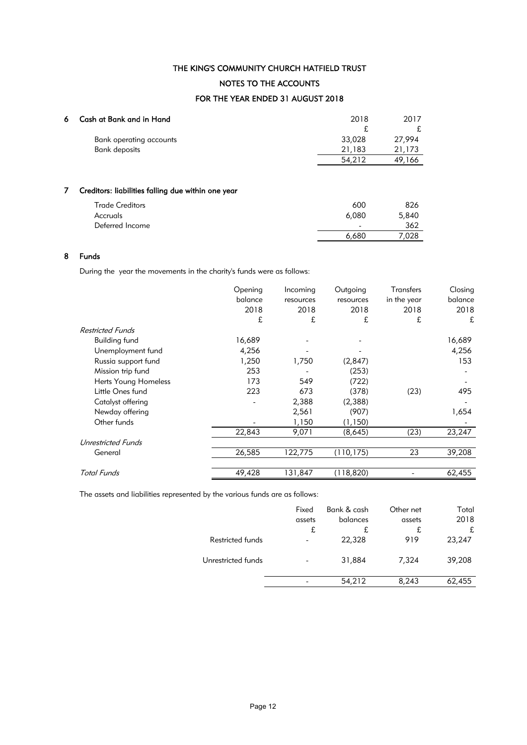THE KING'S COMMUNITY CHURCH HATFIELD TRUST

NOTES TO THE ACCOUNTS

FOR THE YEAR ENDED 31 AUGUST 2018

## 6 Cash at Bank and in Hand

| | 2018 | 2017 |
|---|---|---|
| | £ | £ |
| Bank operating accounts | 33,028 | 27,994 |
| Bank deposits | 21,183 | 21,173 |
| | 54,212 | 49,166 |

## 7 Creditors: liabilities falling due within one year

| | 2018 | 2017 |
|---|---|---|
| Trade Creditors | 600 | 826 |
| Accruals | 6,080 | 5,840 |
| Deferred Income | - | 362 |
| | 6,680 | 7,028 |

## 8 Funds

During the year the movements in the charity's funds were as follows:

| | Opening balance 2018 | Incoming resources 2018 | Outgoing resources 2018 | Transfers in the year 2018 | Closing balance 2018 |
|---|---|---|---|---|---|
| | £ | £ | £ | £ | £ |
| *Restricted Funds* | | | | | |
| Building fund | 16,689 | - | - | | 16,689 |
| Unemployment fund | 4,256 | - | - | | 4,256 |
| Russia support fund | 1,250 | 1,750 | (2,847) | | 153 |
| Mission trip fund | 253 | - | (253) | | - |
| Herts Young Homeless | 173 | 549 | (722) | | - |
| Little Ones fund | 223 | 673 | (378) | (23) | 495 |
| Catalyst offering | - | 2,388 | (2,388) | | - |
| Newday offering | | 2,561 | (907) | | 1,654 |
| Other funds | - | 1,150 | (1,150) | | - |
| | 22,843 | 9,071 | (8,645) | (23) | 23,247 |
| *Unrestricted Funds* | | | | | |
| General | 26,585 | 122,775 | (110,175) | 23 | 39,208 |
| *Total Funds* | 49,428 | 131,847 | (118,820) | - | 62,455 |

The assets and liabilities represented by the various funds are as follows:

| | Fixed assets | Bank & cash balances | Other net assets | Total 2018 |
|---|---|---|---|---|
| | £ | £ | £ | £ |
| Restricted funds | - | 22,328 | 919 | 23,247 |
| Unrestricted funds | - | 31,884 | 7,324 | 39,208 |
| | - | 54,212 | 8,243 | 62,455 |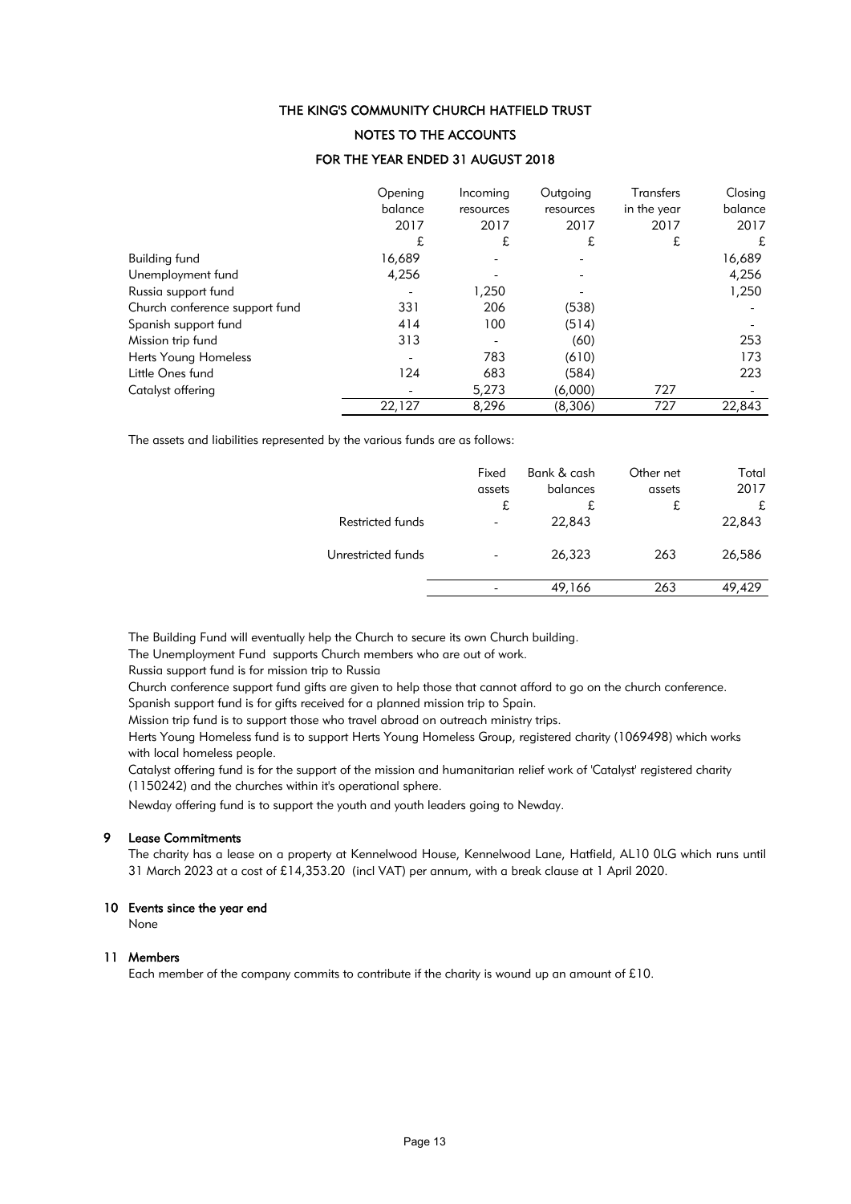### THE KING'S COMMUNITY CHURCH HATFIELD TRUST

### NOTES TO THE ACCOUNTS

### FOR THE YEAR ENDED 31 AUGUST 2018

| | Opening balance 2017 | Incoming resources 2017 | Outgoing resources 2017 | Transfers in the year 2017 | Closing balance 2017 |
|---|---|---|---|---|---|
| | £ | £ | £ | £ | £ |
| Building fund | 16,689 | - | - | | 16,689 |
| Unemployment fund | 4,256 | - | - | | 4,256 |
| Russia support fund | - | 1,250 | - | | 1,250 |
| Church conference support fund | 331 | 206 | (538) | | - |
| Spanish support fund | 414 | 100 | (514) | | - |
| Mission trip fund | 313 | - | (60) | | 253 |
| Herts Young Homeless | - | 783 | (610) | | 173 |
| Little Ones fund | 124 | 683 | (584) | | 223 |
| Catalyst offering | - | 5,273 | (6,000) | 727 | - |
| | 22,127 | 8,296 | (8,306) | 727 | 22,843 |

The assets and liabilities represented by the various funds are as follows:

| | Fixed assets | Bank & cash balances | Other net assets | Total 2017 |
|---|---|---|---|---|
| | £ | £ | £ | £ |
| Restricted funds | - | 22,843 | | 22,843 |
| Unrestricted funds | - | 26,323 | 263 | 26,586 |
| | - | 49,166 | 263 | 49,429 |

The Building Fund will eventually help the Church to secure its own Church building.

The Unemployment Fund supports Church members who are out of work.

Russia support fund is for mission trip to Russia

Church conference support fund gifts are given to help those that cannot afford to go on the church conference.

Spanish support fund is for gifts received for a planned mission trip to Spain.

Mission trip fund is to support those who travel abroad on outreach ministry trips.

Herts Young Homeless fund is to support Herts Young Homeless Group, registered charity (1069498) which works with local homeless people.

Catalyst offering fund is for the support of the mission and humanitarian relief work of 'Catalyst' registered charity (1150242) and the churches within it's operational sphere.

Newday offering fund is to support the youth and youth leaders going to Newday.

## 9 Lease Commitments

The charity has a lease on a property at Kennelwood House, Kennelwood Lane, Hatfield, AL10 0LG which runs until 31 March 2023 at a cost of £14,353.20 (incl VAT) per annum, with a break clause at 1 April 2020.

## 10 Events since the year end

None

## 11 Members

Each member of the company commits to contribute if the charity is wound up an amount of £10.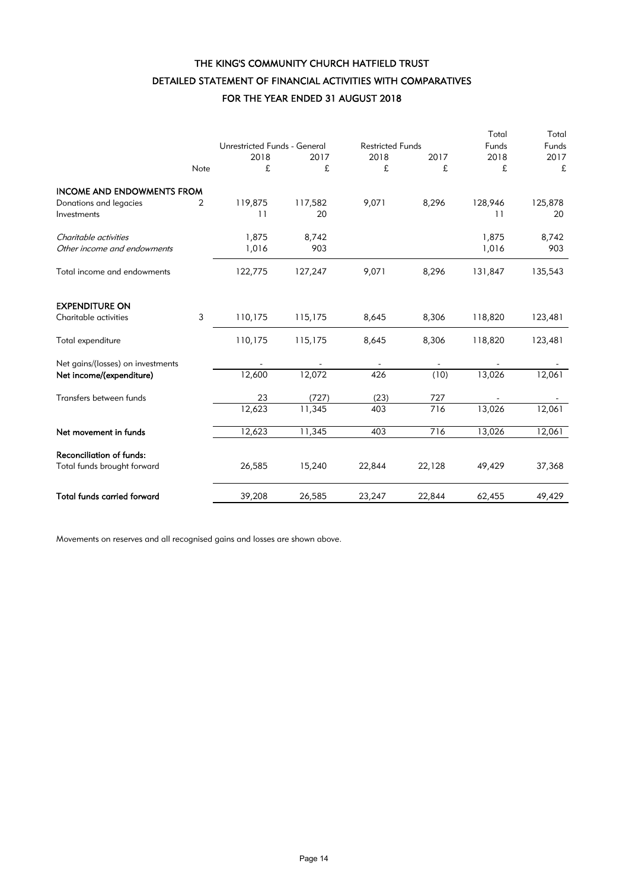# THE KING'S COMMUNITY CHURCH HATFIELD TRUST

## DETAILED STATEMENT OF FINANCIAL ACTIVITIES WITH COMPARATIVES

### FOR THE YEAR ENDED 31 AUGUST 2018

| | Note | Unrestricted Funds - General 2018 £ | Unrestricted Funds - General 2017 £ | Restricted Funds 2018 £ | Restricted Funds 2017 £ | Total Funds 2018 £ | Total Funds 2017 £ |
|---|---|---|---|---|---|---|---|
| **INCOME AND ENDOWMENTS FROM** | | | | | | | |
| Donations and legacies | 2 | 119,875 | 117,582 | 9,071 | 8,296 | 128,946 | 125,878 |
| Investments | | 11 | 20 | | | 11 | 20 |
| *Charitable activities* | | 1,875 | 8,742 | | | 1,875 | 8,742 |
| *Other income and endowments* | | 1,016 | 903 | | | 1,016 | 903 |
| Total income and endowments | | 122,775 | 127,247 | 9,071 | 8,296 | 131,847 | 135,543 |
| **EXPENDITURE ON** | | | | | | | |
| Charitable activities | 3 | 110,175 | 115,175 | 8,645 | 8,306 | 118,820 | 123,481 |
| Total expenditure | | 110,175 | 115,175 | 8,645 | 8,306 | 118,820 | 123,481 |
| Net gains/(losses) on investments | | - | - | - | - | - | - |
| **Net income/(expenditure)** | | 12,600 | 12,072 | 426 | (10) | 13,026 | 12,061 |
| Transfers between funds | | 23 | (727) | (23) | 727 | - | - |
| | | 12,623 | 11,345 | 403 | 716 | 13,026 | 12,061 |
| **Net movement in funds** | | 12,623 | 11,345 | 403 | 716 | 13,026 | 12,061 |
| **Reconciliation of funds:** | | | | | | | |
| Total funds brought forward | | 26,585 | 15,240 | 22,844 | 22,128 | 49,429 | 37,368 |
| **Total funds carried forward** | | 39,208 | 26,585 | 23,247 | 22,844 | 62,455 | 49,429 |

Movements on reserves and all recognised gains and losses are shown above.